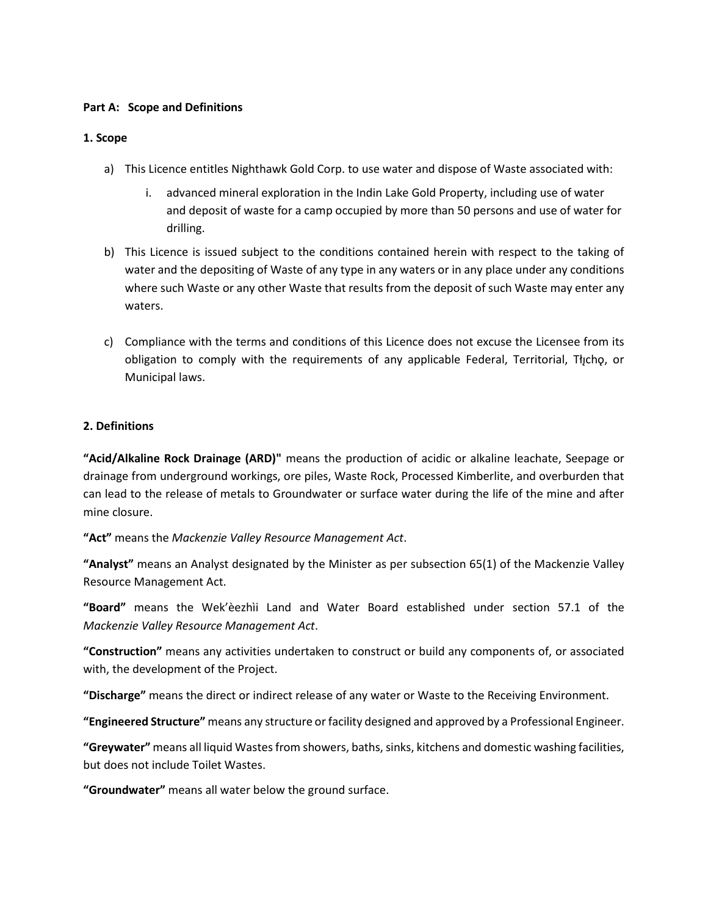## Part A: Scope and Definitions

### 1. Scope

a) This Licence entitles Nighthawk Gold Corp. to use water and dispose of Waste associated with:

   i. advanced mineral exploration in the Indin Lake Gold Property, including use of water and deposit of waste for a camp occupied by more than 50 persons and use of water for drilling.

b) This Licence is issued subject to the conditions contained herein with respect to the taking of water and the depositing of Waste of any type in any waters or in any place under any conditions where such Waste or any other Waste that results from the deposit of such Waste may enter any waters.

c) Compliance with the terms and conditions of this Licence does not excuse the Licensee from its obligation to comply with the requirements of any applicable Federal, Territorial, Tłı̨chǫ, or Municipal laws.

### 2. Definitions

**"Acid/Alkaline Rock Drainage (ARD)"** means the production of acidic or alkaline leachate, Seepage or drainage from underground workings, ore piles, Waste Rock, Processed Kimberlite, and overburden that can lead to the release of metals to Groundwater or surface water during the life of the mine and after mine closure.

**"Act"** means the *Mackenzie Valley Resource Management Act*.

**"Analyst"** means an Analyst designated by the Minister as per subsection 65(1) of the Mackenzie Valley Resource Management Act.

**"Board"** means the Wek'èezhìi Land and Water Board established under section 57.1 of the *Mackenzie Valley Resource Management Act*.

**"Construction"** means any activities undertaken to construct or build any components of, or associated with, the development of the Project.

**"Discharge"** means the direct or indirect release of any water or Waste to the Receiving Environment.

**"Engineered Structure"** means any structure or facility designed and approved by a Professional Engineer.

**"Greywater"** means all liquid Wastes from showers, baths, sinks, kitchens and domestic washing facilities, but does not include Toilet Wastes.

**"Groundwater"** means all water below the ground surface.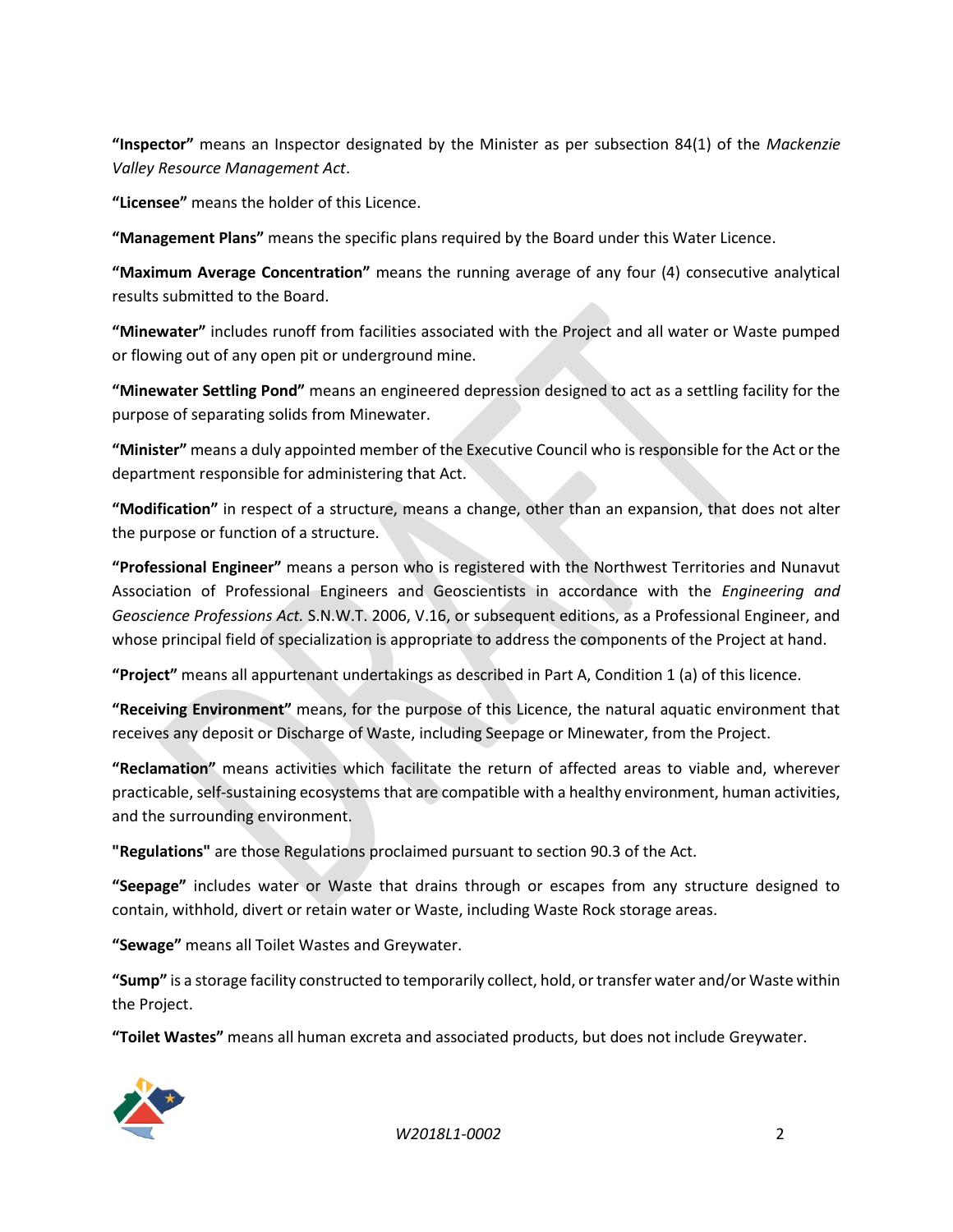**"Inspector"** means an Inspector designated by the Minister as per subsection 84(1) of the *Mackenzie Valley Resource Management Act*.

**"Licensee"** means the holder of this Licence.

**"Management Plans"** means the specific plans required by the Board under this Water Licence.

**"Maximum Average Concentration"** means the running average of any four (4) consecutive analytical results submitted to the Board.

**"Minewater"** includes runoff from facilities associated with the Project and all water or Waste pumped or flowing out of any open pit or underground mine.

**"Minewater Settling Pond"** means an engineered depression designed to act as a settling facility for the purpose of separating solids from Minewater.

**"Minister"** means a duly appointed member of the Executive Council who is responsible for the Act or the department responsible for administering that Act.

**"Modification"** in respect of a structure, means a change, other than an expansion, that does not alter the purpose or function of a structure.

**"Professional Engineer"** means a person who is registered with the Northwest Territories and Nunavut Association of Professional Engineers and Geoscientists in accordance with the *Engineering and Geoscience Professions Act.* S.N.W.T. 2006, V.16, or subsequent editions, as a Professional Engineer, and whose principal field of specialization is appropriate to address the components of the Project at hand.

**"Project"** means all appurtenant undertakings as described in Part A, Condition 1 (a) of this licence.

**"Receiving Environment"** means, for the purpose of this Licence, the natural aquatic environment that receives any deposit or Discharge of Waste, including Seepage or Minewater, from the Project.

**"Reclamation"** means activities which facilitate the return of affected areas to viable and, wherever practicable, self-sustaining ecosystems that are compatible with a healthy environment, human activities, and the surrounding environment.

**"Regulations"** are those Regulations proclaimed pursuant to section 90.3 of the Act.

**"Seepage"** includes water or Waste that drains through or escapes from any structure designed to contain, withhold, divert or retain water or Waste, including Waste Rock storage areas.

**"Sewage"** means all Toilet Wastes and Greywater.

**"Sump"** is a storage facility constructed to temporarily collect, hold, or transfer water and/or Waste within the Project.

**"Toilet Wastes"** means all human excreta and associated products, but does not include Greywater.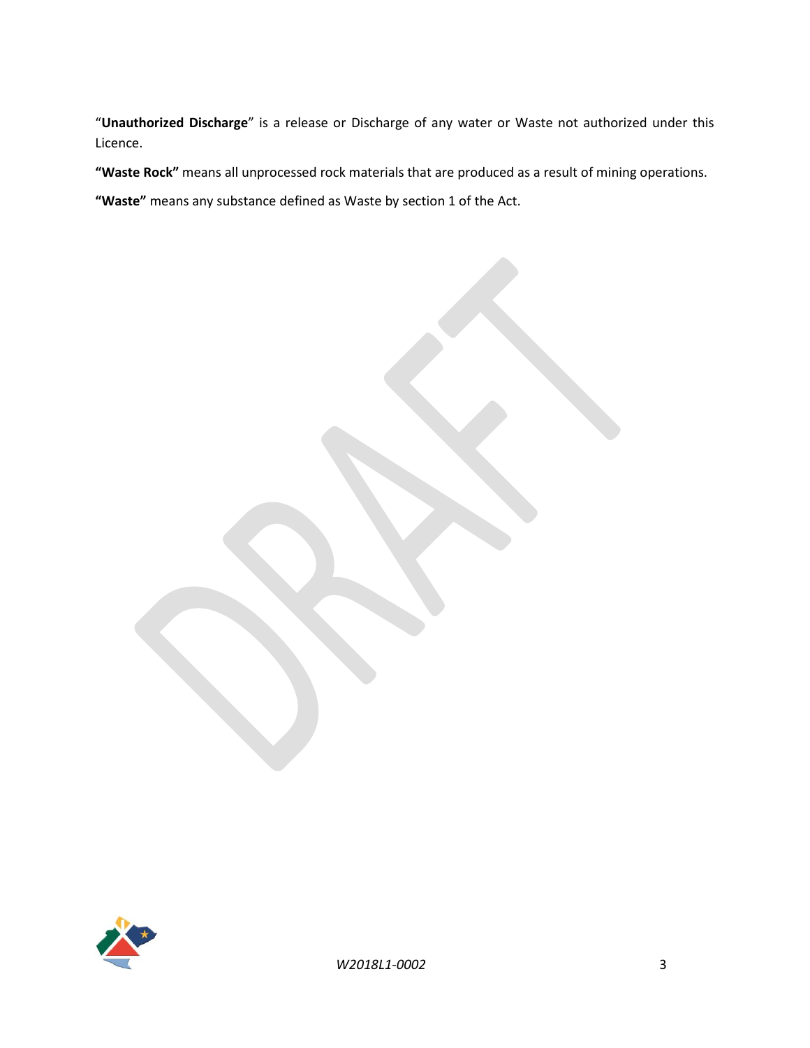"**Unauthorized Discharge**" is a release or Discharge of any water or Waste not authorized under this Licence.

**"Waste Rock"** means all unprocessed rock materials that are produced as a result of mining operations.

**"Waste"** means any substance defined as Waste by section 1 of the Act.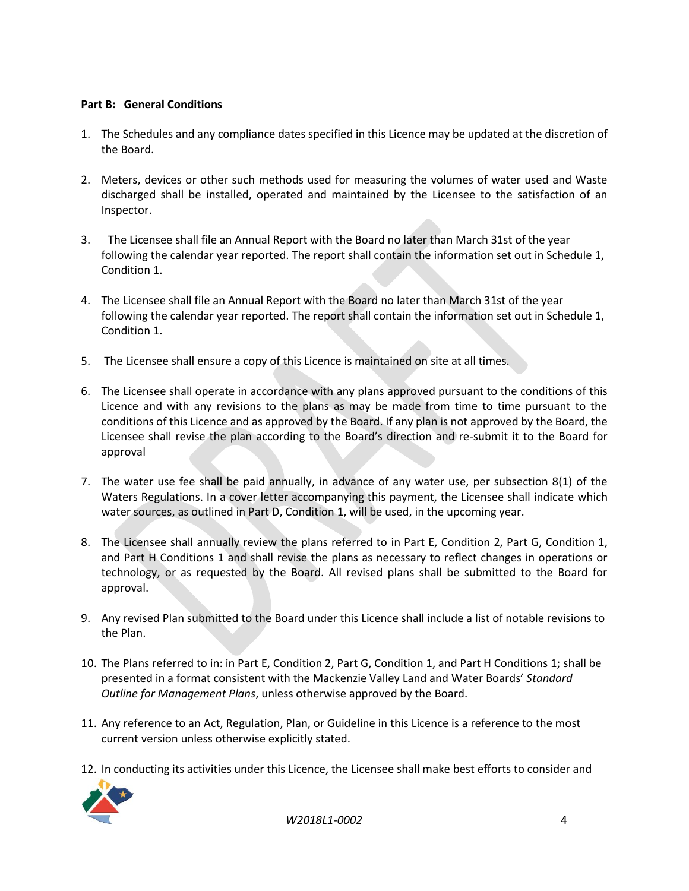**Part B: General Conditions**

1. The Schedules and any compliance dates specified in this Licence may be updated at the discretion of the Board.

2. Meters, devices or other such methods used for measuring the volumes of water used and Waste discharged shall be installed, operated and maintained by the Licensee to the satisfaction of an Inspector.

3. The Licensee shall file an Annual Report with the Board no later than March 31st of the year following the calendar year reported. The report shall contain the information set out in Schedule 1, Condition 1.

4. The Licensee shall file an Annual Report with the Board no later than March 31st of the year following the calendar year reported. The report shall contain the information set out in Schedule 1, Condition 1.

5. The Licensee shall ensure a copy of this Licence is maintained on site at all times.

6. The Licensee shall operate in accordance with any plans approved pursuant to the conditions of this Licence and with any revisions to the plans as may be made from time to time pursuant to the conditions of this Licence and as approved by the Board. If any plan is not approved by the Board, the Licensee shall revise the plan according to the Board's direction and re-submit it to the Board for approval

7. The water use fee shall be paid annually, in advance of any water use, per subsection 8(1) of the Waters Regulations. In a cover letter accompanying this payment, the Licensee shall indicate which water sources, as outlined in Part D, Condition 1, will be used, in the upcoming year.

8. The Licensee shall annually review the plans referred to in Part E, Condition 2, Part G, Condition 1, and Part H Conditions 1 and shall revise the plans as necessary to reflect changes in operations or technology, or as requested by the Board. All revised plans shall be submitted to the Board for approval.

9. Any revised Plan submitted to the Board under this Licence shall include a list of notable revisions to the Plan.

10. The Plans referred to in: in Part E, Condition 2, Part G, Condition 1, and Part H Conditions 1; shall be presented in a format consistent with the Mackenzie Valley Land and Water Boards' *Standard Outline for Management Plans*, unless otherwise approved by the Board.

11. Any reference to an Act, Regulation, Plan, or Guideline in this Licence is a reference to the most current version unless otherwise explicitly stated.

12. In conducting its activities under this Licence, the Licensee shall make best efforts to consider and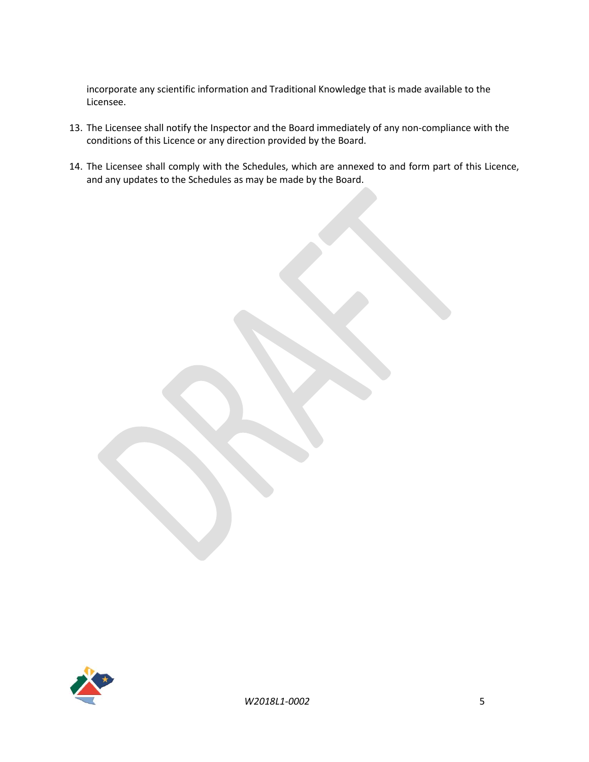incorporate any scientific information and Traditional Knowledge that is made available to the Licensee.

13. The Licensee shall notify the Inspector and the Board immediately of any non-compliance with the conditions of this Licence or any direction provided by the Board.

14. The Licensee shall comply with the Schedules, which are annexed to and form part of this Licence, and any updates to the Schedules as may be made by the Board.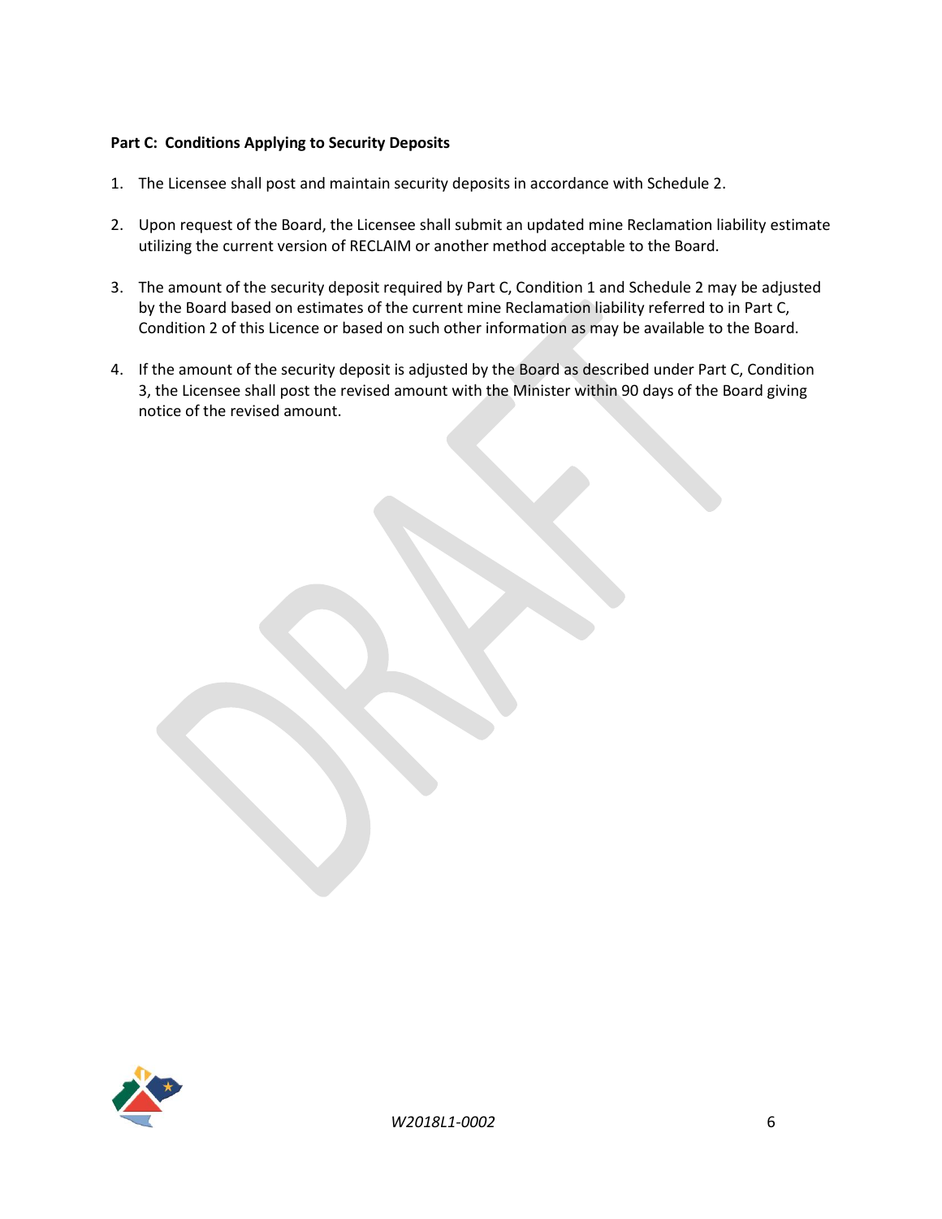**Part C: Conditions Applying to Security Deposits**

1. The Licensee shall post and maintain security deposits in accordance with Schedule 2.

2. Upon request of the Board, the Licensee shall submit an updated mine Reclamation liability estimate utilizing the current version of RECLAIM or another method acceptable to the Board.

3. The amount of the security deposit required by Part C, Condition 1 and Schedule 2 may be adjusted by the Board based on estimates of the current mine Reclamation liability referred to in Part C, Condition 2 of this Licence or based on such other information as may be available to the Board.

4. If the amount of the security deposit is adjusted by the Board as described under Part C, Condition 3, the Licensee shall post the revised amount with the Minister within 90 days of the Board giving notice of the revised amount.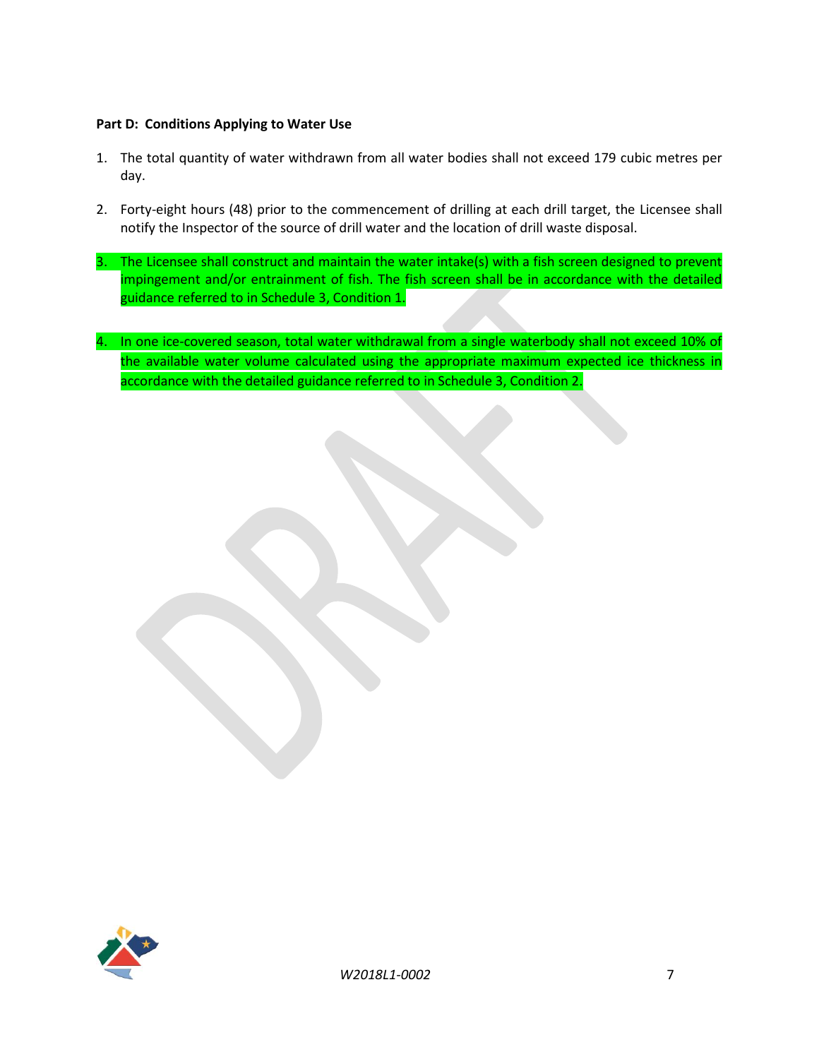**Part D: Conditions Applying to Water Use**

1. The total quantity of water withdrawn from all water bodies shall not exceed 179 cubic metres per day.

2. Forty-eight hours (48) prior to the commencement of drilling at each drill target, the Licensee shall notify the Inspector of the source of drill water and the location of drill waste disposal.

3. The Licensee shall construct and maintain the water intake(s) with a fish screen designed to prevent impingement and/or entrainment of fish. The fish screen shall be in accordance with the detailed guidance referred to in Schedule 3, Condition 1.

4. In one ice-covered season, total water withdrawal from a single waterbody shall not exceed 10% of the available water volume calculated using the appropriate maximum expected ice thickness in accordance with the detailed guidance referred to in Schedule 3, Condition 2.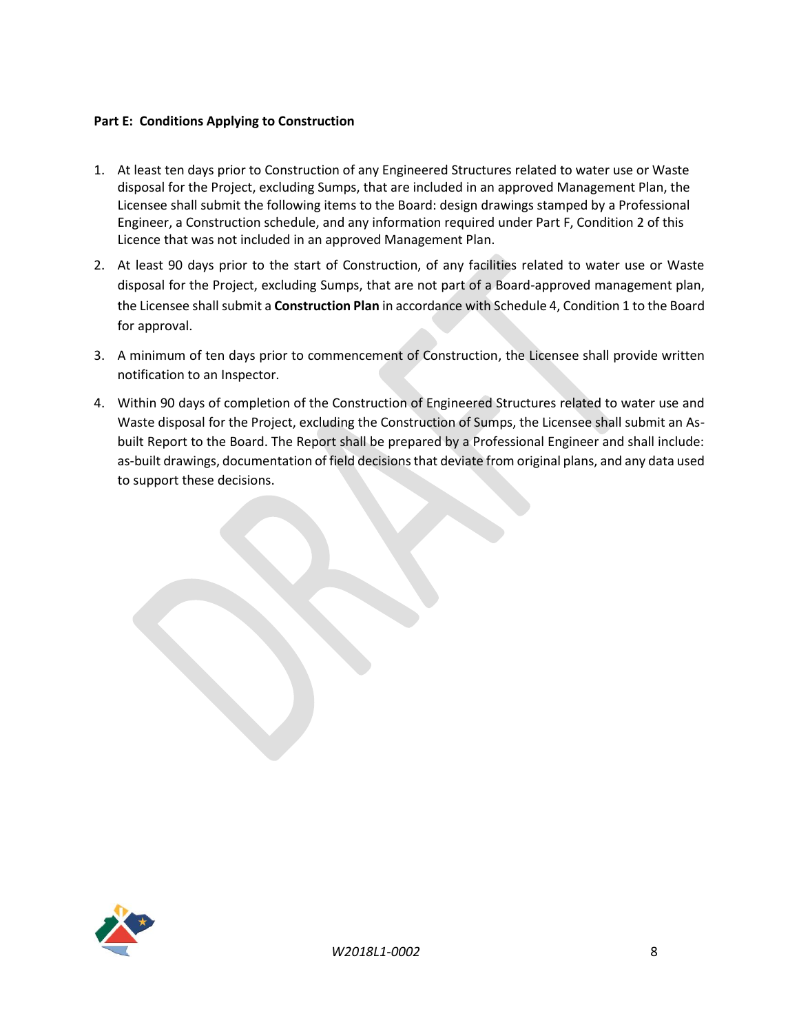**Part E: Conditions Applying to Construction**

1. At least ten days prior to Construction of any Engineered Structures related to water use or Waste disposal for the Project, excluding Sumps, that are included in an approved Management Plan, the Licensee shall submit the following items to the Board: design drawings stamped by a Professional Engineer, a Construction schedule, and any information required under Part F, Condition 2 of this Licence that was not included in an approved Management Plan.
2. At least 90 days prior to the start of Construction, of any facilities related to water use or Waste disposal for the Project, excluding Sumps, that are not part of a Board-approved management plan, the Licensee shall submit a **Construction Plan** in accordance with Schedule 4, Condition 1 to the Board for approval.
3. A minimum of ten days prior to commencement of Construction, the Licensee shall provide written notification to an Inspector.
4. Within 90 days of completion of the Construction of Engineered Structures related to water use and Waste disposal for the Project, excluding the Construction of Sumps, the Licensee shall submit an As-built Report to the Board. The Report shall be prepared by a Professional Engineer and shall include: as-built drawings, documentation of field decisions that deviate from original plans, and any data used to support these decisions.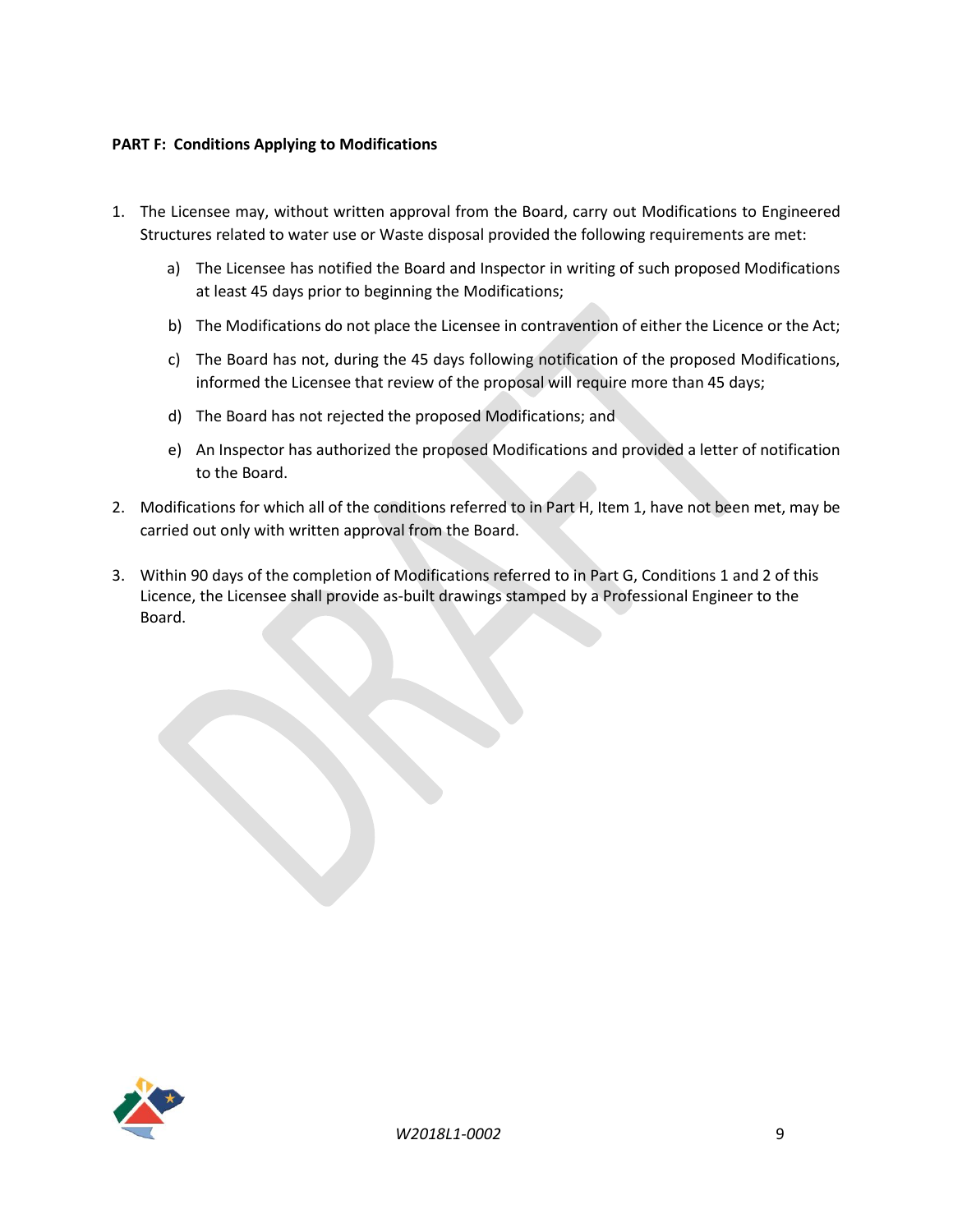**PART F: Conditions Applying to Modifications**

1. The Licensee may, without written approval from the Board, carry out Modifications to Engineered Structures related to water use or Waste disposal provided the following requirements are met:

   a) The Licensee has notified the Board and Inspector in writing of such proposed Modifications at least 45 days prior to beginning the Modifications;

   b) The Modifications do not place the Licensee in contravention of either the Licence or the Act;

   c) The Board has not, during the 45 days following notification of the proposed Modifications, informed the Licensee that review of the proposal will require more than 45 days;

   d) The Board has not rejected the proposed Modifications; and

   e) An Inspector has authorized the proposed Modifications and provided a letter of notification to the Board.

2. Modifications for which all of the conditions referred to in Part H, Item 1, have not been met, may be carried out only with written approval from the Board.

3. Within 90 days of the completion of Modifications referred to in Part G, Conditions 1 and 2 of this Licence, the Licensee shall provide as-built drawings stamped by a Professional Engineer to the Board.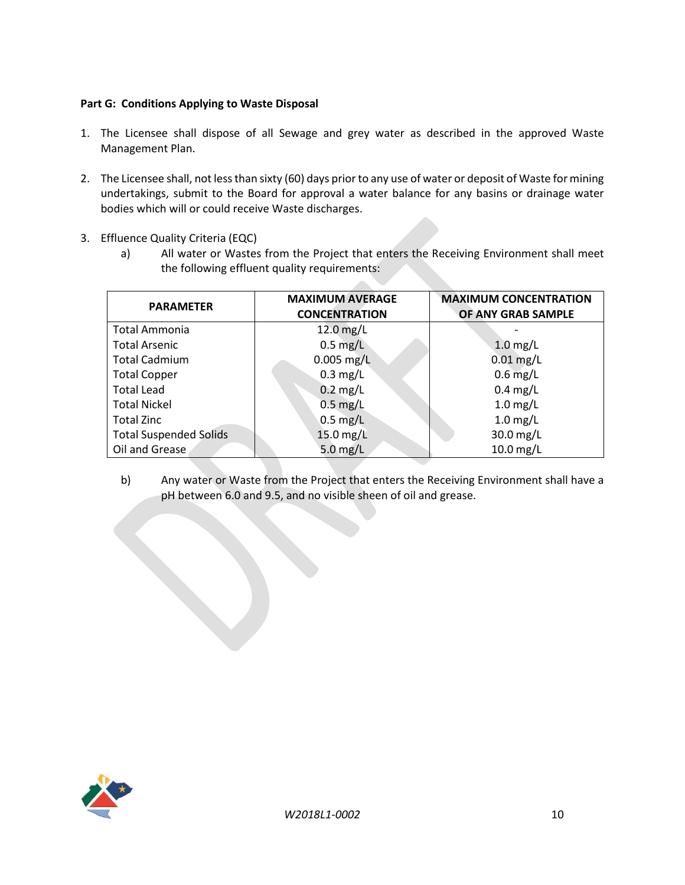**Part G: Conditions Applying to Waste Disposal**

1. The Licensee shall dispose of all Sewage and grey water as described in the approved Waste Management Plan.

2. The Licensee shall, not less than sixty (60) days prior to any use of water or deposit of Waste for mining undertakings, submit to the Board for approval a water balance for any basins or drainage water bodies which will or could receive Waste discharges.

3. Effluence Quality Criteria (EQC)

   a) All water or Wastes from the Project that enters the Receiving Environment shall meet the following effluent quality requirements:

| PARAMETER | MAXIMUM AVERAGE CONCENTRATION | MAXIMUM CONCENTRATION OF ANY GRAB SAMPLE |
|---|---|---|
| Total Ammonia | 12.0 mg/L | - |
| Total Arsenic | 0.5 mg/L | 1.0 mg/L |
| Total Cadmium | 0.005 mg/L | 0.01 mg/L |
| Total Copper | 0.3 mg/L | 0.6 mg/L |
| Total Lead | 0.2 mg/L | 0.4 mg/L |
| Total Nickel | 0.5 mg/L | 1.0 mg/L |
| Total Zinc | 0.5 mg/L | 1.0 mg/L |
| Total Suspended Solids | 15.0 mg/L | 30.0 mg/L |
| Oil and Grease | 5.0 mg/L | 10.0 mg/L |

   b) Any water or Waste from the Project that enters the Receiving Environment shall have a pH between 6.0 and 9.5, and no visible sheen of oil and grease.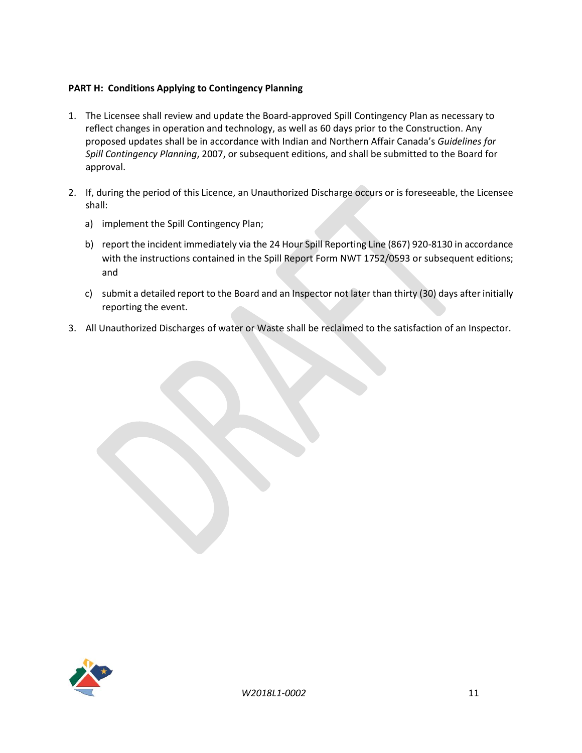**PART H: Conditions Applying to Contingency Planning**

1. The Licensee shall review and update the Board-approved Spill Contingency Plan as necessary to reflect changes in operation and technology, as well as 60 days prior to the Construction. Any proposed updates shall be in accordance with Indian and Northern Affair Canada's *Guidelines for Spill Contingency Planning*, 2007, or subsequent editions, and shall be submitted to the Board for approval.

2. If, during the period of this Licence, an Unauthorized Discharge occurs or is foreseeable, the Licensee shall:

   a) implement the Spill Contingency Plan;

   b) report the incident immediately via the 24 Hour Spill Reporting Line (867) 920-8130 in accordance with the instructions contained in the Spill Report Form NWT 1752/0593 or subsequent editions; and

   c) submit a detailed report to the Board and an Inspector not later than thirty (30) days after initially reporting the event.

3. All Unauthorized Discharges of water or Waste shall be reclaimed to the satisfaction of an Inspector.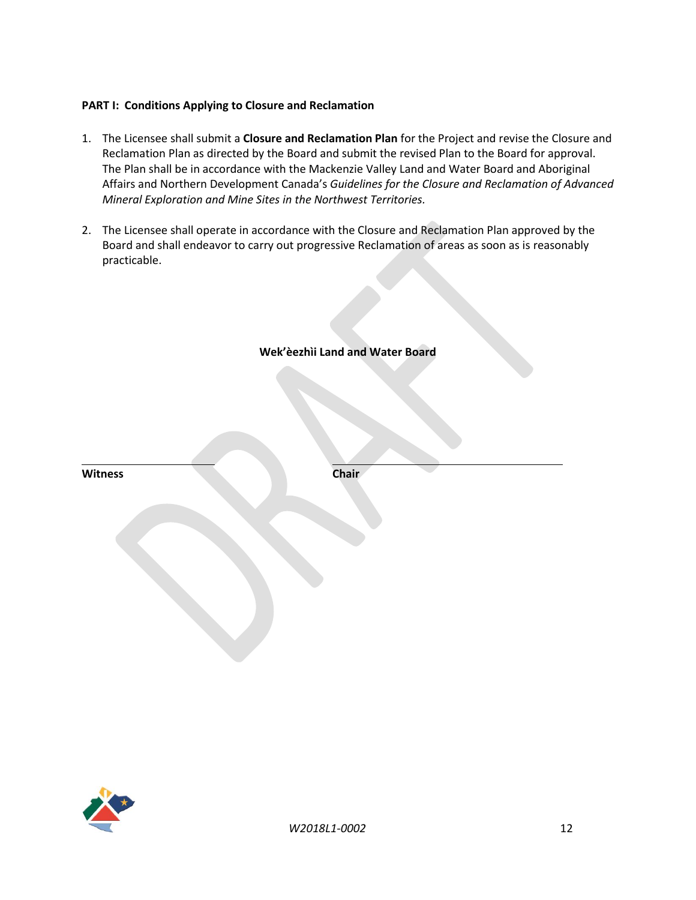**PART I: Conditions Applying to Closure and Reclamation**

1. The Licensee shall submit a **Closure and Reclamation Plan** for the Project and revise the Closure and Reclamation Plan as directed by the Board and submit the revised Plan to the Board for approval. The Plan shall be in accordance with the Mackenzie Valley Land and Water Board and Aboriginal Affairs and Northern Development Canada's *Guidelines for the Closure and Reclamation of Advanced Mineral Exploration and Mine Sites in the Northwest Territories*.

2. The Licensee shall operate in accordance with the Closure and Reclamation Plan approved by the Board and shall endeavor to carry out progressive Reclamation of areas as soon as is reasonably practicable.

**Wek'èezhìi Land and Water Board**

| | |
|---|---|
| **Witness** | **Chair** |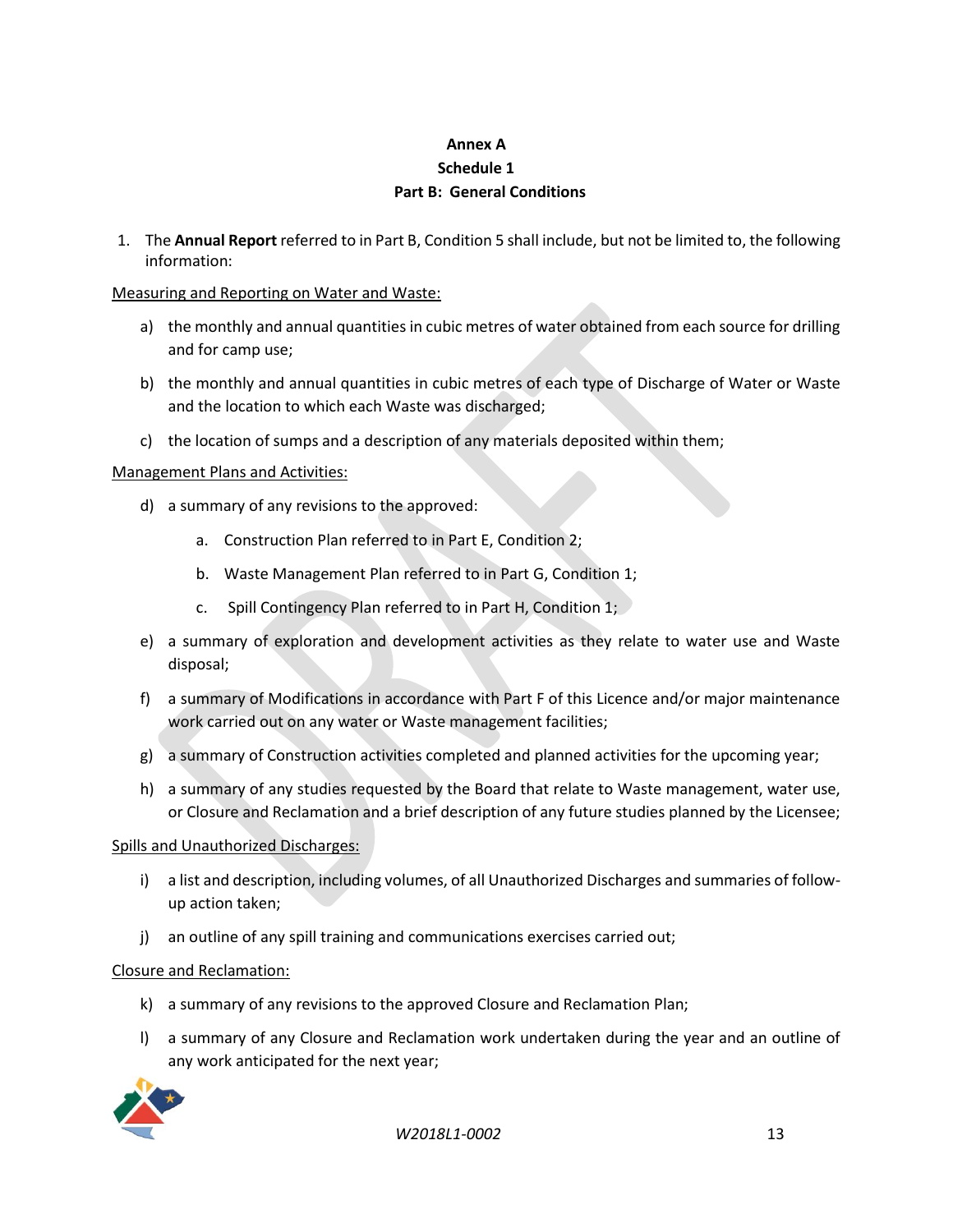**Annex A**
**Schedule 1**
**Part B: General Conditions**

1. The **Annual Report** referred to in Part B, Condition 5 shall include, but not be limited to, the following information:

<u>Measuring and Reporting on Water and Waste:</u>

a) the monthly and annual quantities in cubic metres of water obtained from each source for drilling and for camp use;

b) the monthly and annual quantities in cubic metres of each type of Discharge of Water or Waste and the location to which each Waste was discharged;

c) the location of sumps and a description of any materials deposited within them;

<u>Management Plans and Activities:</u>

d) a summary of any revisions to the approved:

   a. Construction Plan referred to in Part E, Condition 2;

   b. Waste Management Plan referred to in Part G, Condition 1;

   c. Spill Contingency Plan referred to in Part H, Condition 1;

e) a summary of exploration and development activities as they relate to water use and Waste disposal;

f) a summary of Modifications in accordance with Part F of this Licence and/or major maintenance work carried out on any water or Waste management facilities;

g) a summary of Construction activities completed and planned activities for the upcoming year;

h) a summary of any studies requested by the Board that relate to Waste management, water use, or Closure and Reclamation and a brief description of any future studies planned by the Licensee;

<u>Spills and Unauthorized Discharges:</u>

i) a list and description, including volumes, of all Unauthorized Discharges and summaries of follow-up action taken;

j) an outline of any spill training and communications exercises carried out;

<u>Closure and Reclamation:</u>

k) a summary of any revisions to the approved Closure and Reclamation Plan;

l) a summary of any Closure and Reclamation work undertaken during the year and an outline of any work anticipated for the next year;

*W2018L1-0002*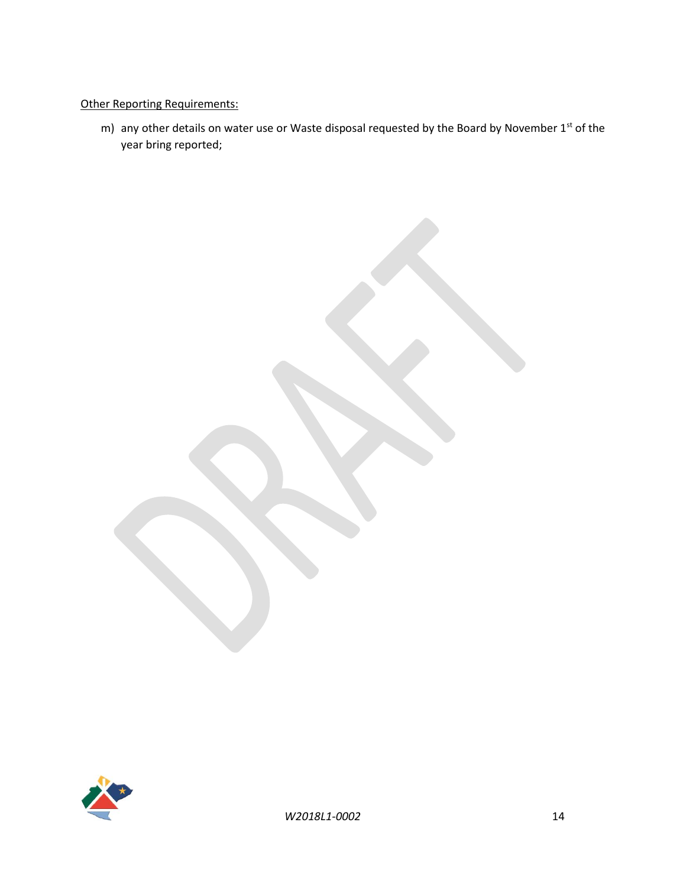Other Reporting Requirements:

m) any other details on water use or Waste disposal requested by the Board by November 1st of the year bring reported;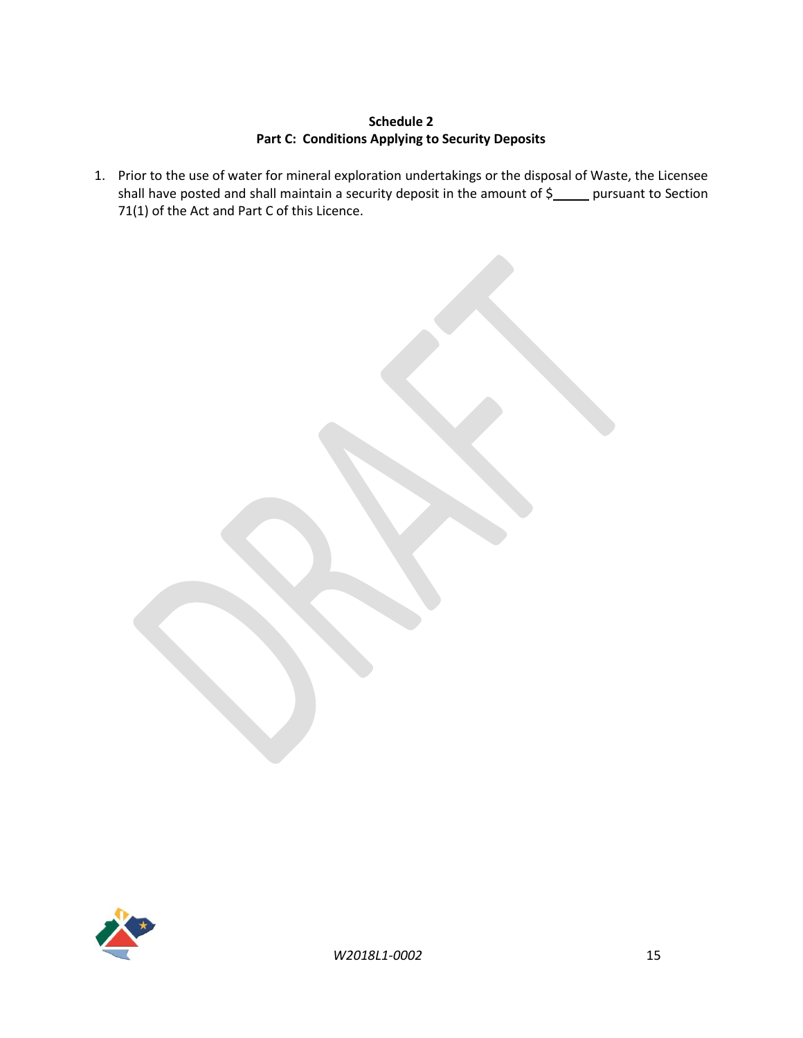**Schedule 2**
**Part C: Conditions Applying to Security Deposits**

1. Prior to the use of water for mineral exploration undertakings or the disposal of Waste, the Licensee shall have posted and shall maintain a security deposit in the amount of $_____ pursuant to Section 71(1) of the Act and Part C of this Licence.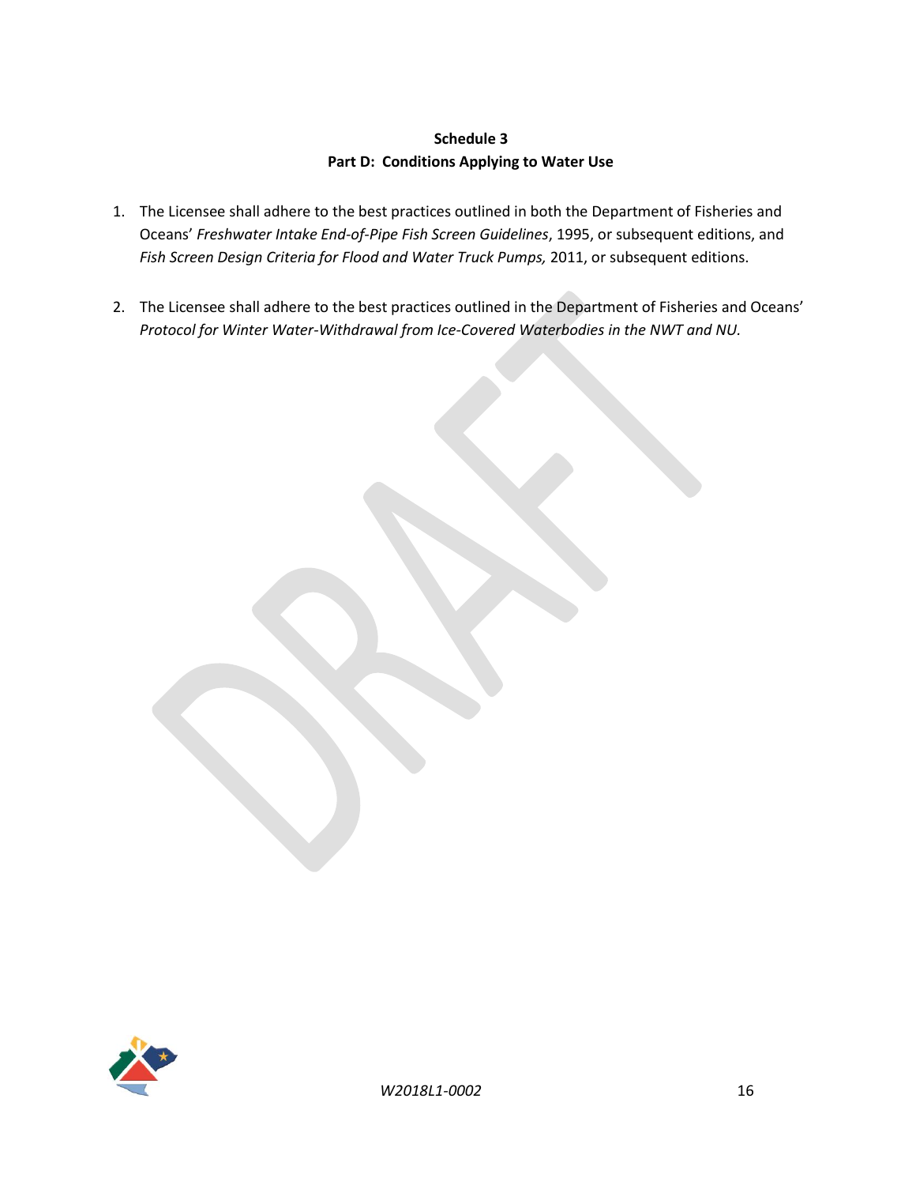**Schedule 3**
**Part D: Conditions Applying to Water Use**

1. The Licensee shall adhere to the best practices outlined in both the Department of Fisheries and Oceans' *Freshwater Intake End-of-Pipe Fish Screen Guidelines*, 1995, or subsequent editions, and *Fish Screen Design Criteria for Flood and Water Truck Pumps,* 2011, or subsequent editions.

2. The Licensee shall adhere to the best practices outlined in the Department of Fisheries and Oceans' *Protocol for Winter Water-Withdrawal from Ice-Covered Waterbodies in the NWT and NU.*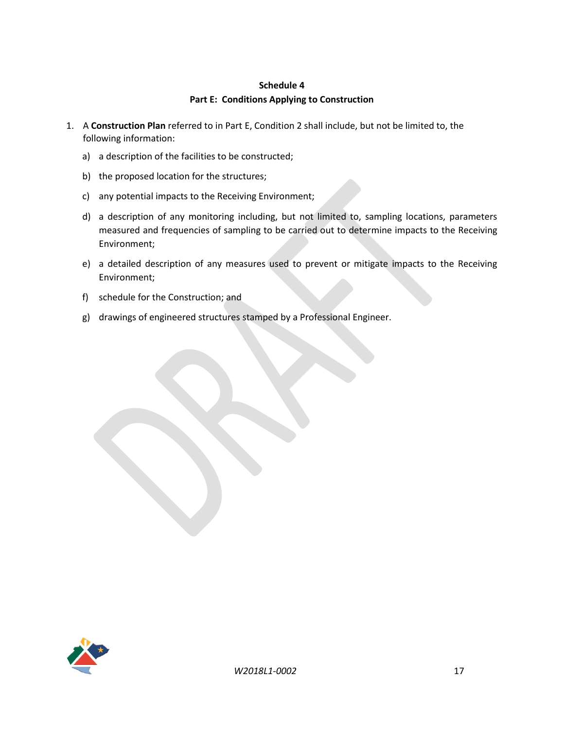**Schedule 4**
**Part E: Conditions Applying to Construction**

1. A **Construction Plan** referred to in Part E, Condition 2 shall include, but not be limited to, the following information:

   a) a description of the facilities to be constructed;

   b) the proposed location for the structures;

   c) any potential impacts to the Receiving Environment;

   d) a description of any monitoring including, but not limited to, sampling locations, parameters measured and frequencies of sampling to be carried out to determine impacts to the Receiving Environment;

   e) a detailed description of any measures used to prevent or mitigate impacts to the Receiving Environment;

   f) schedule for the Construction; and

   g) drawings of engineered structures stamped by a Professional Engineer.